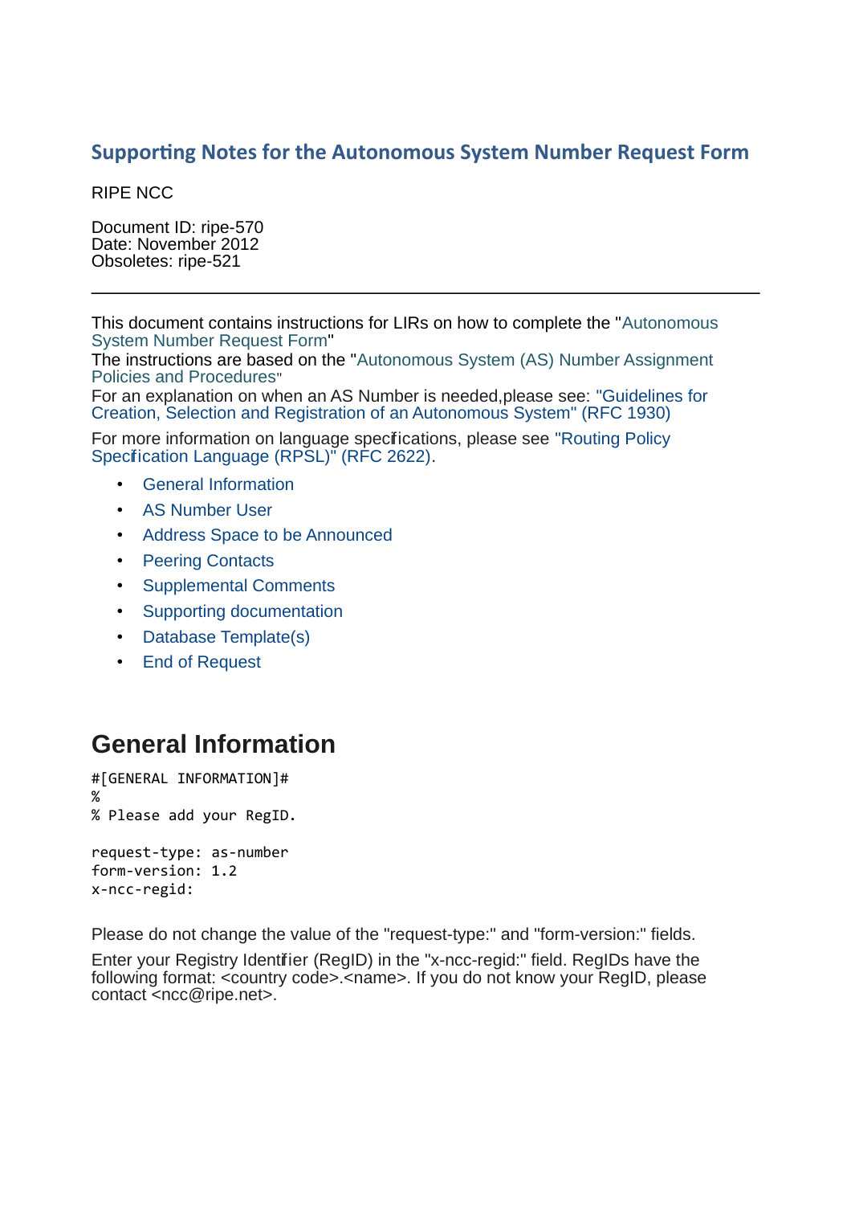# Supporting Notes for the Autonomous System Number Request Form

RIPE NCC

Document ID: ripe-570
Date: November 2012
Obsoletes: ripe-521

---

This document contains instructions for LIRs on how to complete the "Autonomous System Number Request Form"
The instructions are based on the "Autonomous System (AS) Number Assignment Policies and Procedures"
For an explanation on when an AS Number is needed,please see: "Guidelines for Creation, Selection and Registration of an Autonomous System" (RFC 1930)

For more information on language specifications, please see "Routing Policy Specification Language (RPSL)" (RFC 2622).

- General Information
- AS Number User
- Address Space to be Announced
- Peering Contacts
- Supplemental Comments
- Supporting documentation
- Database Template(s)
- End of Request

## General Information

```
#[GENERAL INFORMATION]#
%
% Please add your RegID.

request-type: as-number
form-version: 1.2
x-ncc-regid:
```

Please do not change the value of the "request-type:" and "form-version:" fields.

Enter your Registry Identifier (RegID) in the "x-ncc-regid:" field. RegIDs have the following format: <country code>.<name>. If you do not know your RegID, please contact <ncc@ripe.net>.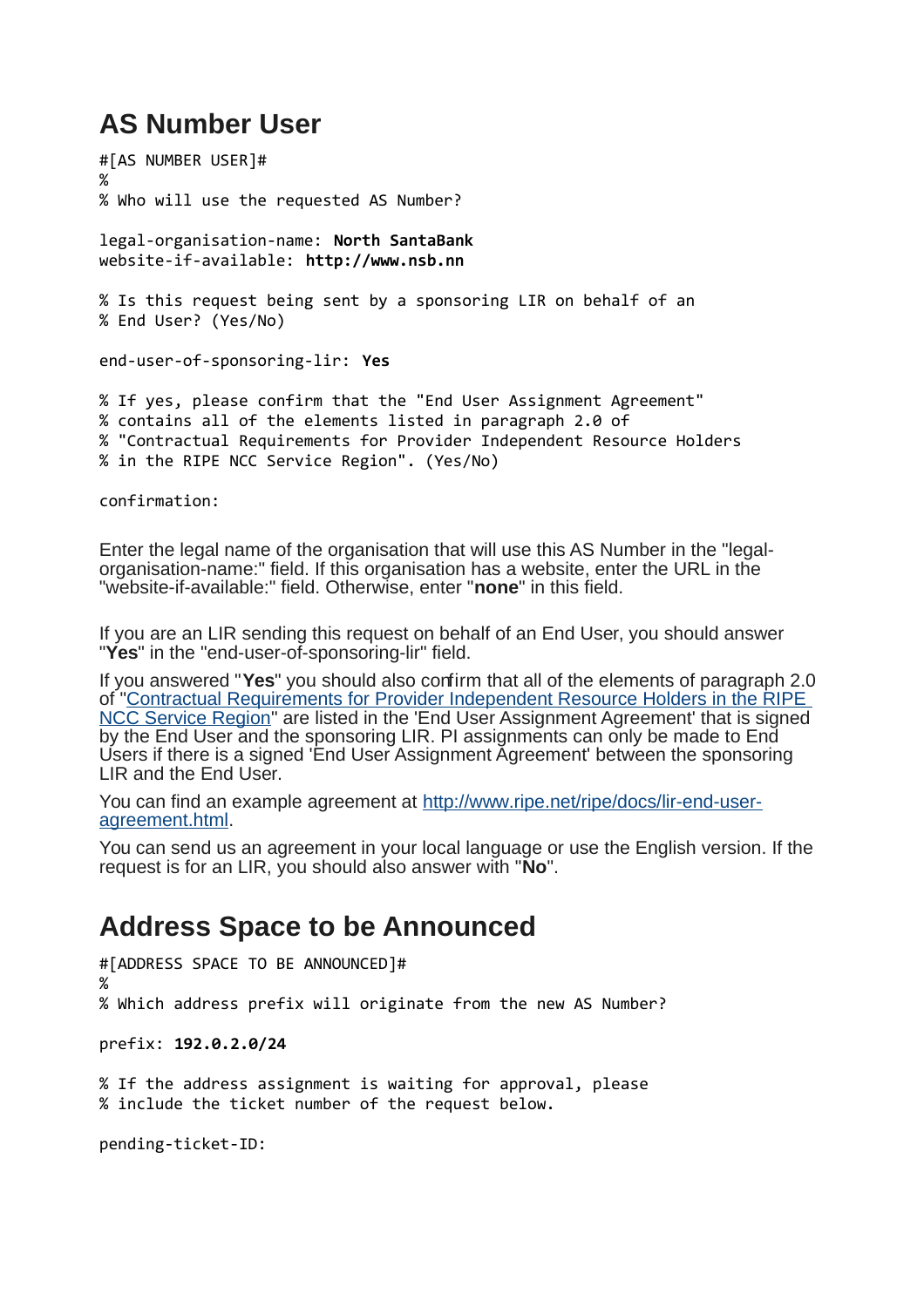## AS Number User

```
#[AS NUMBER USER]#
%
% Who will use the requested AS Number?

legal-organisation-name: North SantaBank
website-if-available: http://www.nsb.nn

% Is this request being sent by a sponsoring LIR on behalf of an
% End User? (Yes/No)

end-user-of-sponsoring-lir: Yes

% If yes, please confirm that the "End User Assignment Agreement"
% contains all of the elements listed in paragraph 2.0 of
% "Contractual Requirements for Provider Independent Resource Holders
% in the RIPE NCC Service Region". (Yes/No)

confirmation:
```

Enter the legal name of the organisation that will use this AS Number in the "legal-organisation-name:" field. If this organisation has a website, enter the URL in the "website-if-available:" field. Otherwise, enter "**none**" in this field.

If you are an LIR sending this request on behalf of an End User, you should answer "**Yes**" in the "end-user-of-sponsoring-lir" field.

If you answered "**Yes**" you should also confirm that all of the elements of paragraph 2.0 of "[Contractual Requirements for Provider Independent Resource Holders in the RIPE NCC Service Region]()" are listed in the 'End User Assignment Agreement' that is signed by the End User and the sponsoring LIR. PI assignments can only be made to End Users if there is a signed 'End User Assignment Agreement' between the sponsoring LIR and the End User.

You can find an example agreement at [http://www.ripe.net/ripe/docs/lir-end-user-agreement.html](http://www.ripe.net/ripe/docs/lir-end-user-agreement.html).

You can send us an agreement in your local language or use the English version. If the request is for an LIR, you should also answer with "**No**".

## Address Space to be Announced

```
#[ADDRESS SPACE TO BE ANNOUNCED]#
%
% Which address prefix will originate from the new AS Number?

prefix: 192.0.2.0/24

% If the address assignment is waiting for approval, please
% include the ticket number of the request below.

pending-ticket-ID:
```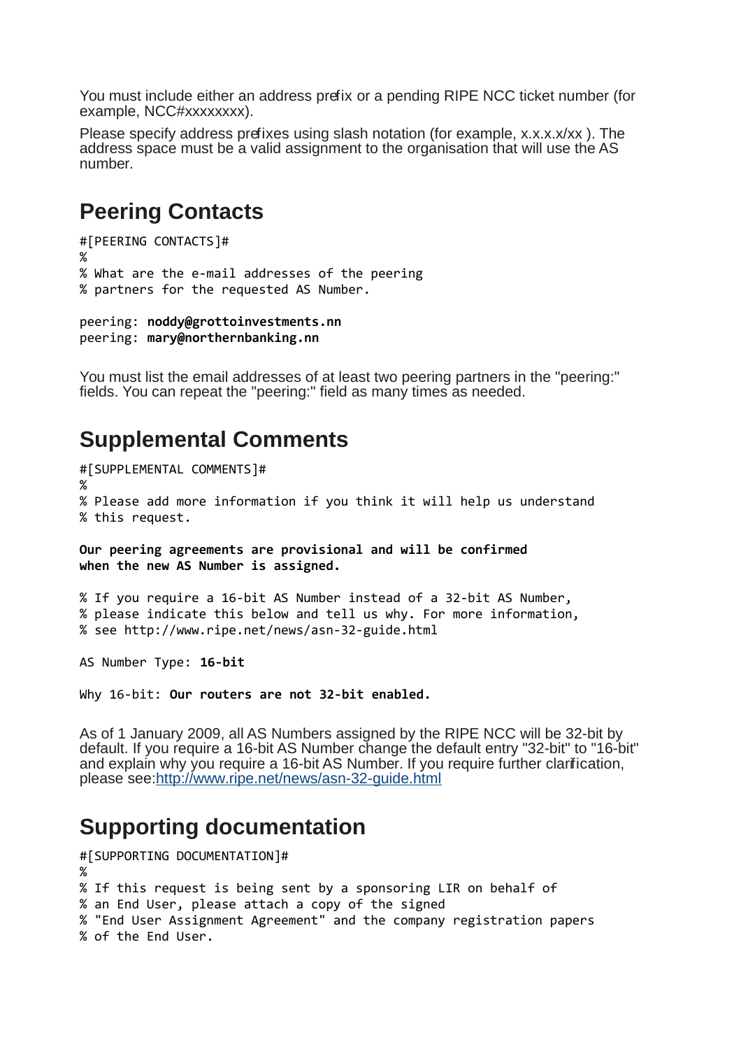You must include either an address prefix or a pending RIPE NCC ticket number (for example, NCC#xxxxxxxx).

Please specify address prefixes using slash notation (for example, x.x.x.x/xx ). The address space must be a valid assignment to the organisation that will use the AS number.

## Peering Contacts

```
#[PEERING CONTACTS]#
%
% What are the e-mail addresses of the peering
% partners for the requested AS Number.

peering: noddy@grottoinvestments.nn
peering: mary@northernbanking.nn
```

You must list the email addresses of at least two peering partners in the "peering:" fields. You can repeat the "peering:" field as many times as needed.

## Supplemental Comments

```
#[SUPPLEMENTAL COMMENTS]#
%
% Please add more information if you think it will help us understand
% this request.

Our peering agreements are provisional and will be confirmed
when the new AS Number is assigned.

% If you require a 16-bit AS Number instead of a 32-bit AS Number,
% please indicate this below and tell us why. For more information,
% see http://www.ripe.net/news/asn-32-guide.html

AS Number Type: 16-bit

Why 16-bit: Our routers are not 32-bit enabled.
```

As of 1 January 2009, all AS Numbers assigned by the RIPE NCC will be 32-bit by default. If you require a 16-bit AS Number change the default entry "32-bit" to "16-bit" and explain why you require a 16-bit AS Number. If you require further clarification, please see:[http://www.ripe.net/news/asn-32-guide.html](http://www.ripe.net/news/asn-32-guide.html)

## Supporting documentation

```
#[SUPPORTING DOCUMENTATION]#
%
% If this request is being sent by a sponsoring LIR on behalf of
% an End User, please attach a copy of the signed
% "End User Assignment Agreement" and the company registration papers
% of the End User.
```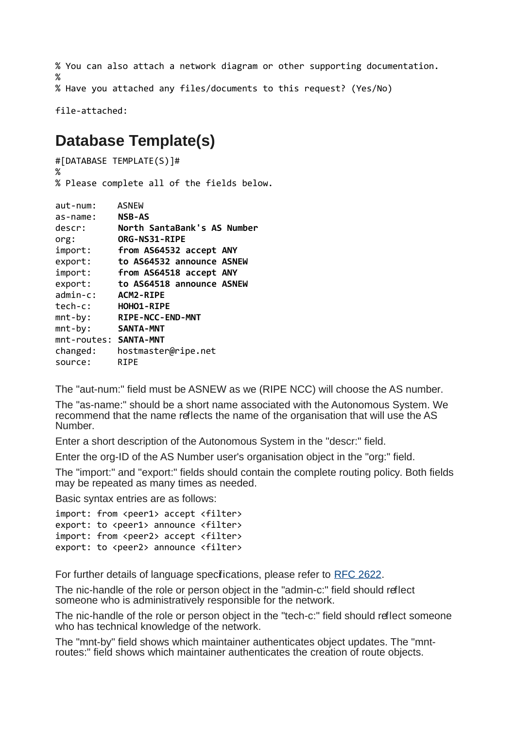```
% You can also attach a network diagram or other supporting documentation.
%
% Have you attached any files/documents to this request? (Yes/No)

file-attached:
```

## Database Template(s)

```
#[DATABASE TEMPLATE(S)]#
%
% Please complete all of the fields below.

aut-num:     ASNEW
as-name:     NSB-AS
descr:       North SantaBank's AS Number
org:         ORG-NS31-RIPE
import:      from AS64532 accept ANY
export:      to AS64532 announce ASNEW
import:      from AS64518 accept ANY
export:      to AS64518 announce ASNEW
admin-c:     ACM2-RIPE
tech-c:      HOHO1-RIPE
mnt-by:      RIPE-NCC-END-MNT
mnt-by:      SANTA-MNT
mnt-routes:  SANTA-MNT
changed:     hostmaster@ripe.net
source:      RIPE
```

The "aut-num:" field must be ASNEW as we (RIPE NCC) will choose the AS number.

The "as-name:" should be a short name associated with the Autonomous System. We recommend that the name reflects the name of the organisation that will use the AS Number.

Enter a short description of the Autonomous System in the "descr:" field.

Enter the org-ID of the AS Number user's organisation object in the "org:" field.

The "import:" and "export:" fields should contain the complete routing policy. Both fields may be repeated as many times as needed.

Basic syntax entries are as follows:

```
import: from <peer1> accept <filter>
export: to <peer1> announce <filter>
import: from <peer2> accept <filter>
export: to <peer2> announce <filter>
```

For further details of language specifications, please refer to [RFC 2622](RFC 2622).

The nic-handle of the role or person object in the "admin-c:" field should reflect someone who is administratively responsible for the network.

The nic-handle of the role or person object in the "tech-c:" field should reflect someone who has technical knowledge of the network.

The "mnt-by" field shows which maintainer authenticates object updates. The "mnt-routes:" field shows which maintainer authenticates the creation of route objects.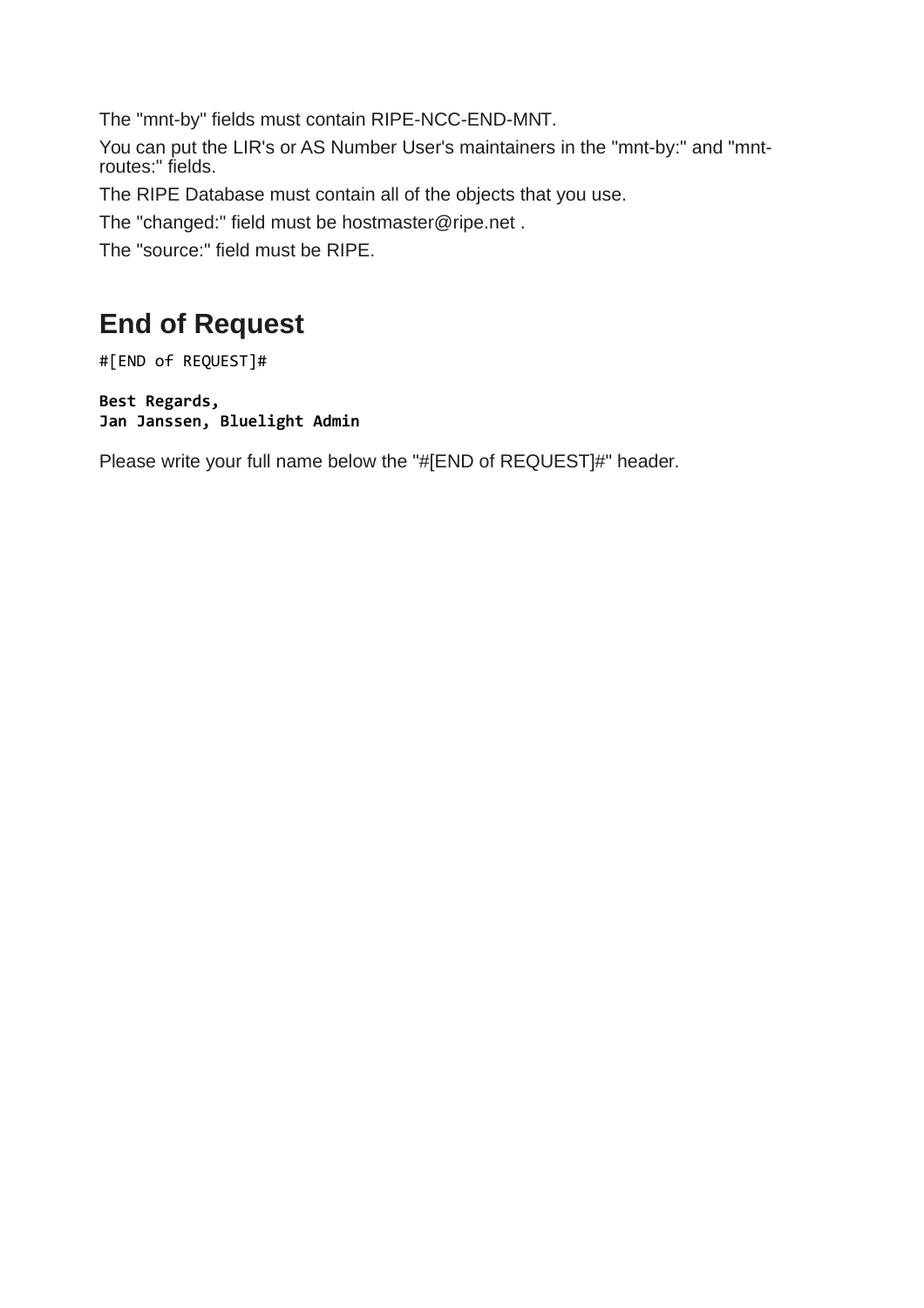The "mnt-by" fields must contain RIPE-NCC-END-MNT.

You can put the LIR's or AS Number User's maintainers in the "mnt-by:" and "mnt-routes:" fields.

The RIPE Database must contain all of the objects that you use.

The "changed:" field must be hostmaster@ripe.net .

The "source:" field must be RIPE.

## End of Request

```
#[END of REQUEST]#
```

**Best Regards,**
**Jan Janssen, Bluelight Admin**

Please write your full name below the "#[END of REQUEST]#" header.